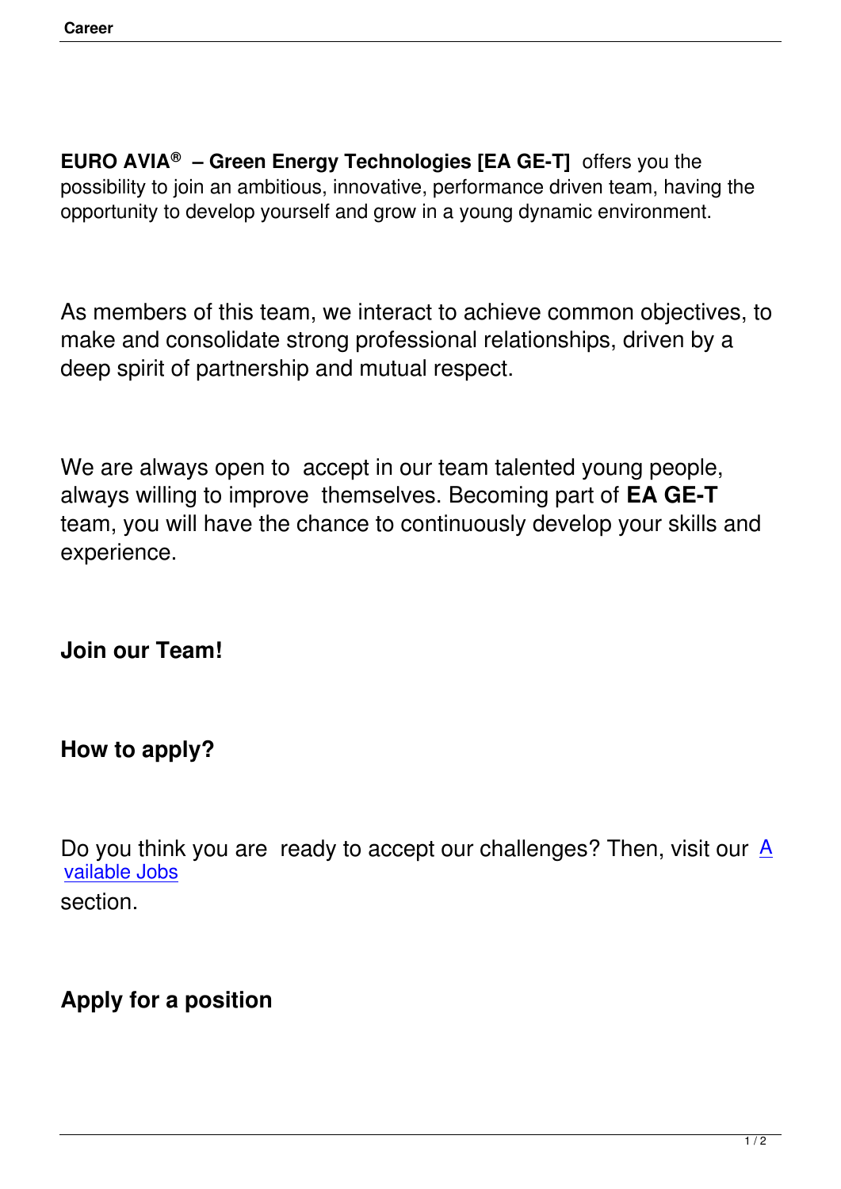**EURO AVIA® – Green Energy Technologies [EA GE-T]** offers you the possibility to join an ambitious, innovative, performance driven team, having the opportunity to develop yourself and grow in a young dynamic environment.

As members of this team, we interact to achieve common objectives, to make and consolidate strong professional relationships, driven by a deep spirit of partnership and mutual respect.

We are always open to accept in our team talented young people, always willing to improve themselves. Becoming part of **EA GE-T** team, you will have the chance to continuously develop your skills and experience.

**Join our Team!**

**How to apply?**

Do you think you are ready to accept our challenges? Then, visit our Available Jobs section.

**Apply for a position**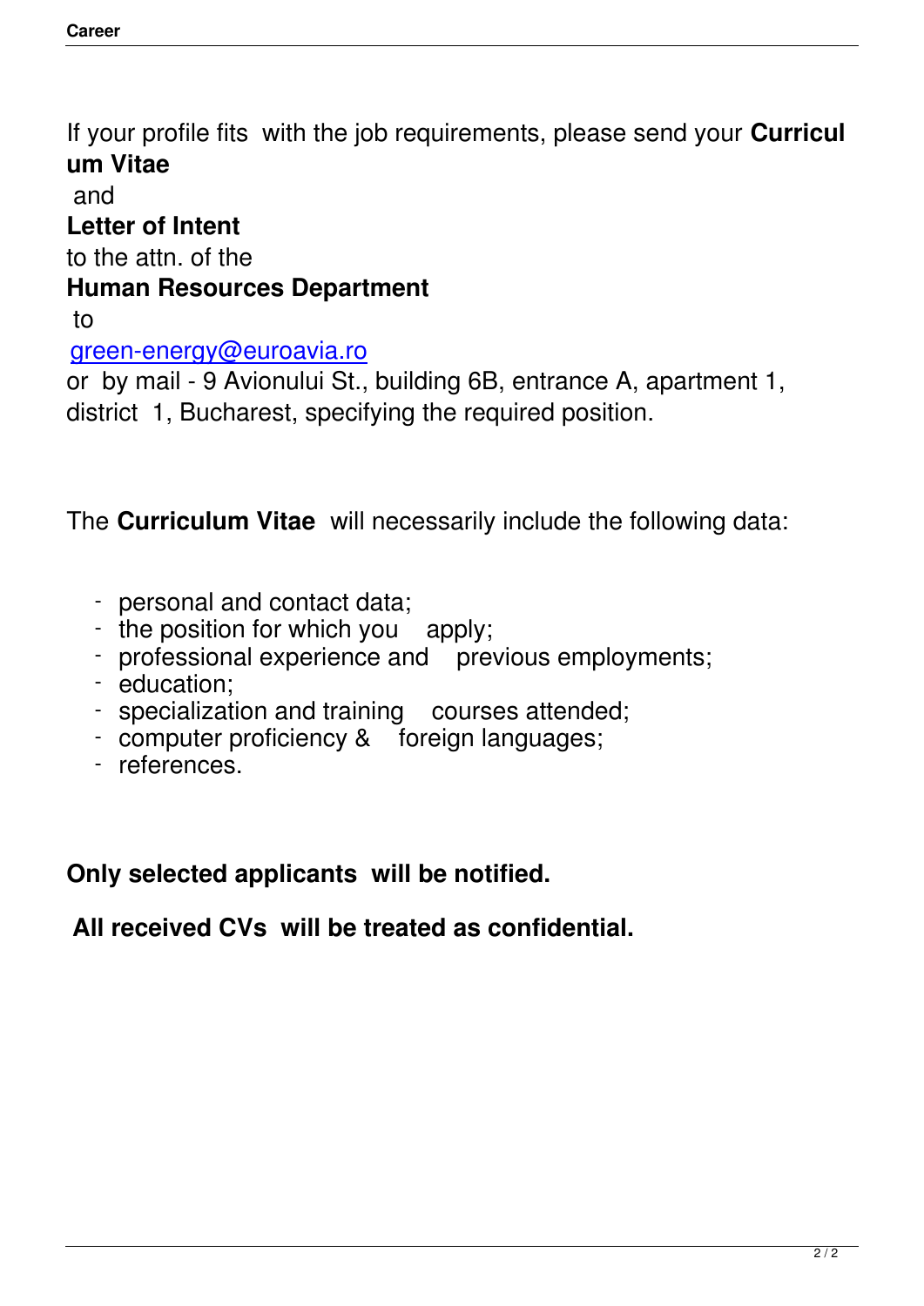If your profile fits with the job requirements, please send your **Curriculum Vitae** and **Letter of Intent** to the attn. of the **Human Resources Department** to green-energy@euroavia.ro or by mail - 9 Avionului St., building 6B, entrance A, apartment 1, district 1, Bucharest, specifying the required position.

The **Curriculum Vitae** will necessarily include the following data:

- personal and contact data;
- the position for which you apply;
- professional experience and previous employments;
- education;
- specialization and training courses attended;
- computer proficiency & foreign languages;
- references.

**Only selected applicants will be notified.**

**All received CVs will be treated as confidential.**